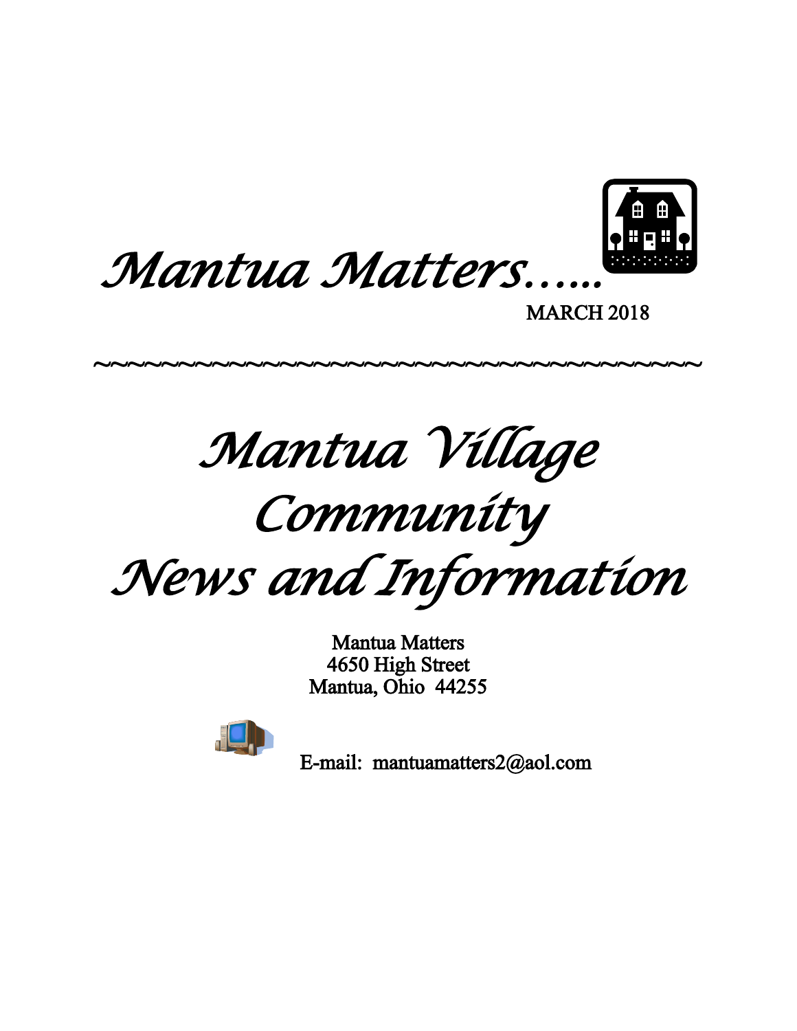# *Mantua Matters.....*

MARCH 2018

~~~~~~~~~~~~~~~~~~~~~~~~~~~~~~~~~~~~~~~~~~

# *Mantua Village Community News and Information*

Mantua Matters
4650 High Street
Mantua, Ohio 44255

E-mail: mantuamatters2@aol.com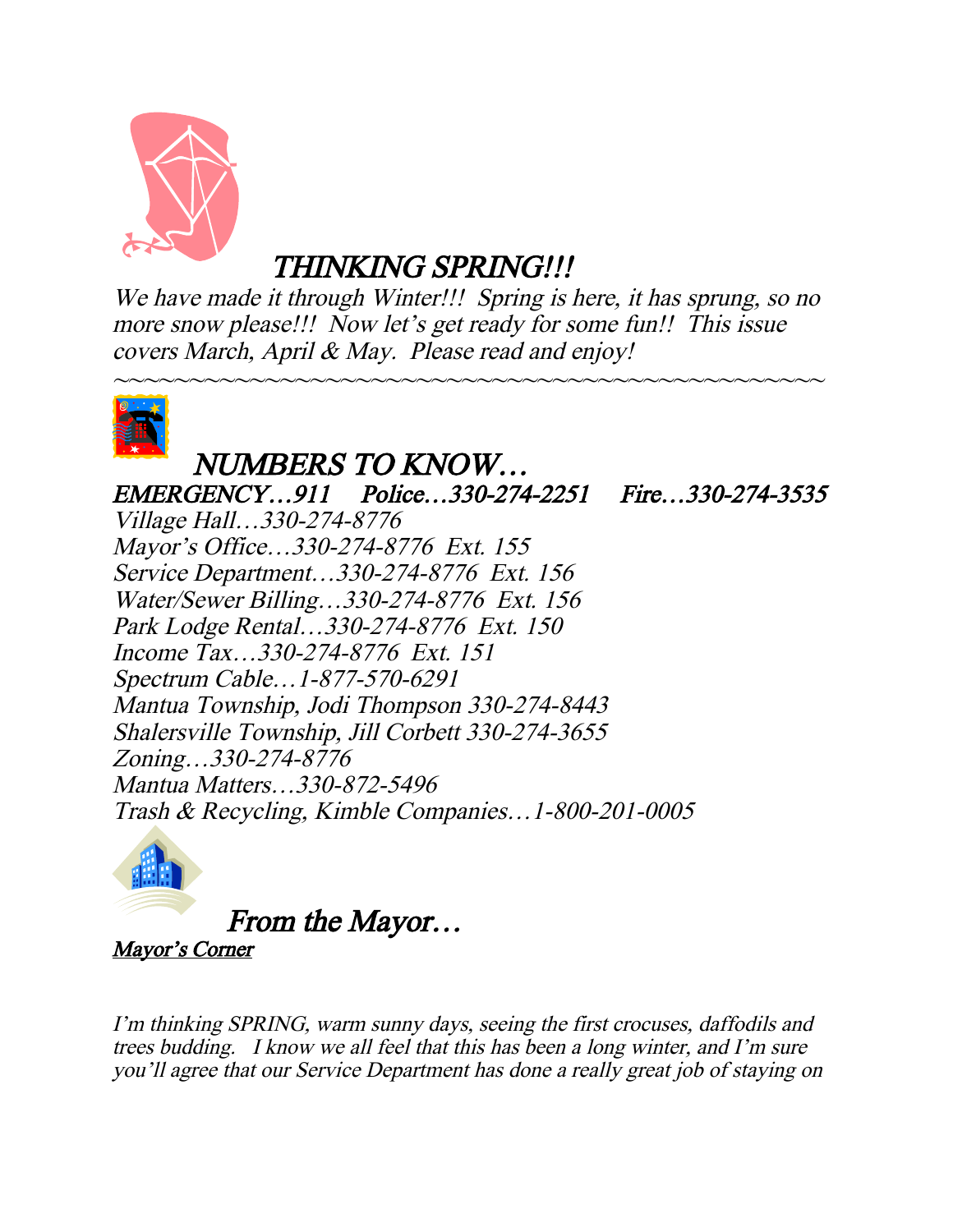# *THINKING SPRING!!!*

*We have made it through Winter!!! Spring is here, it has sprung, so no more snow please!!! Now let's get ready for some fun!! This issue covers March, April & May. Please read and enjoy!*

~~~~~~~~~~~~~~~~~~~~~~~~~~~~~~~~~~~~~~~~~~~~~~~~~~~~~~~~

## *NUMBERS TO KNOW…*

***EMERGENCY…911 Police…330-274-2251 Fire…330-274-3535***

*Village Hall…330-274-8776*
*Mayor's Office…330-274-8776 Ext. 155*
*Service Department…330-274-8776 Ext. 156*
*Water/Sewer Billing…330-274-8776 Ext. 156*
*Park Lodge Rental…330-274-8776 Ext. 150*
*Income Tax…330-274-8776 Ext. 151*
*Spectrum Cable…1-877-570-6291*
*Mantua Township, Jodi Thompson 330-274-8443*
*Shalersville Township, Jill Corbett 330-274-3655*
*Zoning…330-274-8776*
*Mantua Matters…330-872-5496*
*Trash & Recycling, Kimble Companies…1-800-201-0005*

## *From the Mayor…*

***Mayor's Corner***

*I'm thinking SPRING, warm sunny days, seeing the first crocuses, daffodils and trees budding. I know we all feel that this has been a long winter, and I'm sure you'll agree that our Service Department has done a really great job of staying on*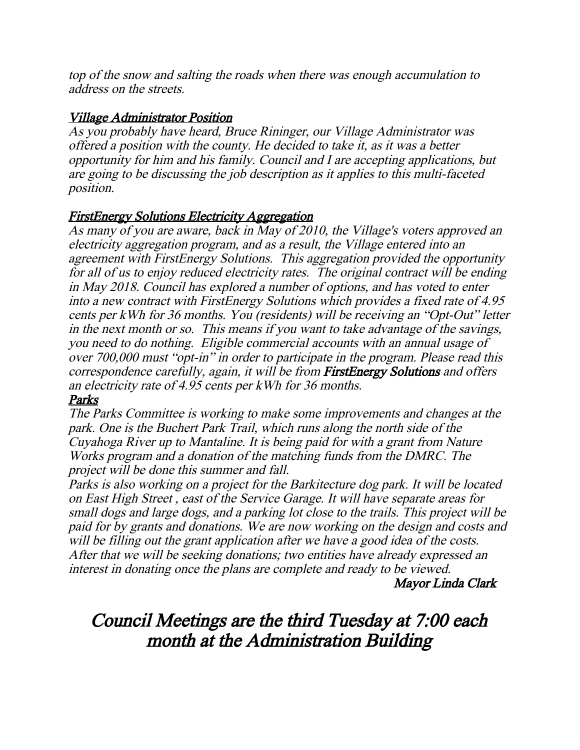*top of the snow and salting the roads when there was enough accumulation to address on the streets.*

### *Village Administrator Position*

*As you probably have heard, Bruce Rininger, our Village Administrator was offered a position with the county. He decided to take it, as it was a better opportunity for him and his family. Council and I are accepting applications, but are going to be discussing the job description as it applies to this multi-faceted position.*

### *FirstEnergy Solutions Electricity Aggregation*

*As many of you are aware, back in May of 2010, the Village's voters approved an electricity aggregation program, and as a result, the Village entered into an agreement with FirstEnergy Solutions. This aggregation provided the opportunity for all of us to enjoy reduced electricity rates. The original contract will be ending in May 2018. Council has explored a number of options, and has voted to enter into a new contract with FirstEnergy Solutions which provides a fixed rate of 4.95 cents per kWh for 36 months. You (residents) will be receiving an "Opt-Out" letter in the next month or so. This means if you want to take advantage of the savings, you need to do nothing. Eligible commercial accounts with an annual usage of over 700,000 must "opt-in" in order to participate in the program. Please read this correspondence carefully, again, it will be from **FirstEnergy Solutions** and offers an electricity rate of 4.95 cents per kWh for 36 months.*

### *Parks*

*The Parks Committee is working to make some improvements and changes at the park. One is the Buchert Park Trail, which runs along the north side of the Cuyahoga River up to Mantaline. It is being paid for with a grant from Nature Works program and a donation of the matching funds from the DMRC. The project will be done this summer and fall.*

*Parks is also working on a project for the Barkitecture dog park. It will be located on East High Street , east of the Service Garage. It will have separate areas for small dogs and large dogs, and a parking lot close to the trails. This project will be paid for by grants and donations. We are now working on the design and costs and will be filling out the grant application after we have a good idea of the costs. After that we will be seeking donations; two entities have already expressed an interest in donating once the plans are complete and ready to be viewed.*

*Mayor Linda Clark*

## *Council Meetings are the third Tuesday at 7:00 each month at the Administration Building*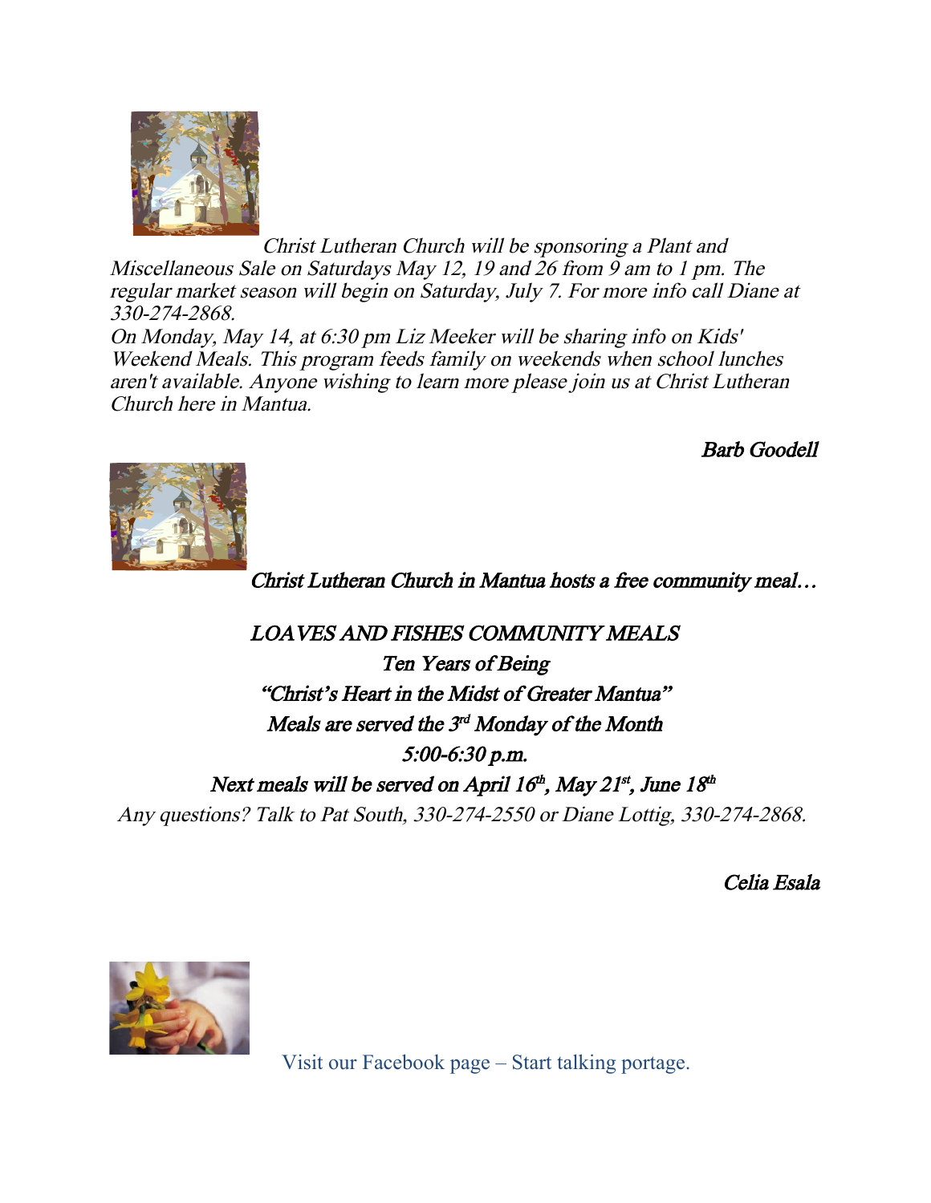*Christ Lutheran Church will be sponsoring a Plant and Miscellaneous Sale on Saturdays May 12, 19 and 26 from 9 am to 1 pm. The regular market season will begin on Saturday, July 7. For more info call Diane at 330-274-2868.*

*On Monday, May 14, at 6:30 pm Liz Meeker will be sharing info on Kids' Weekend Meals. This program feeds family on weekends when school lunches aren't available. Anyone wishing to learn more please join us at Christ Lutheran Church here in Mantua.*

*Barb Goodell*

*Christ Lutheran Church in Mantua hosts a free community meal…*

*LOAVES AND FISHES COMMUNITY MEALS*

*Ten Years of Being*

*"Christ's Heart in the Midst of Greater Mantua"*

*Meals are served the 3rd Monday of the Month*

*5:00-6:30 p.m.*

*Next meals will be served on April 16th, May 21st, June 18th*

*Any questions? Talk to Pat South, 330-274-2550 or Diane Lottig, 330-274-2868.*

*Celia Esala*

Visit our Facebook page – Start talking portage.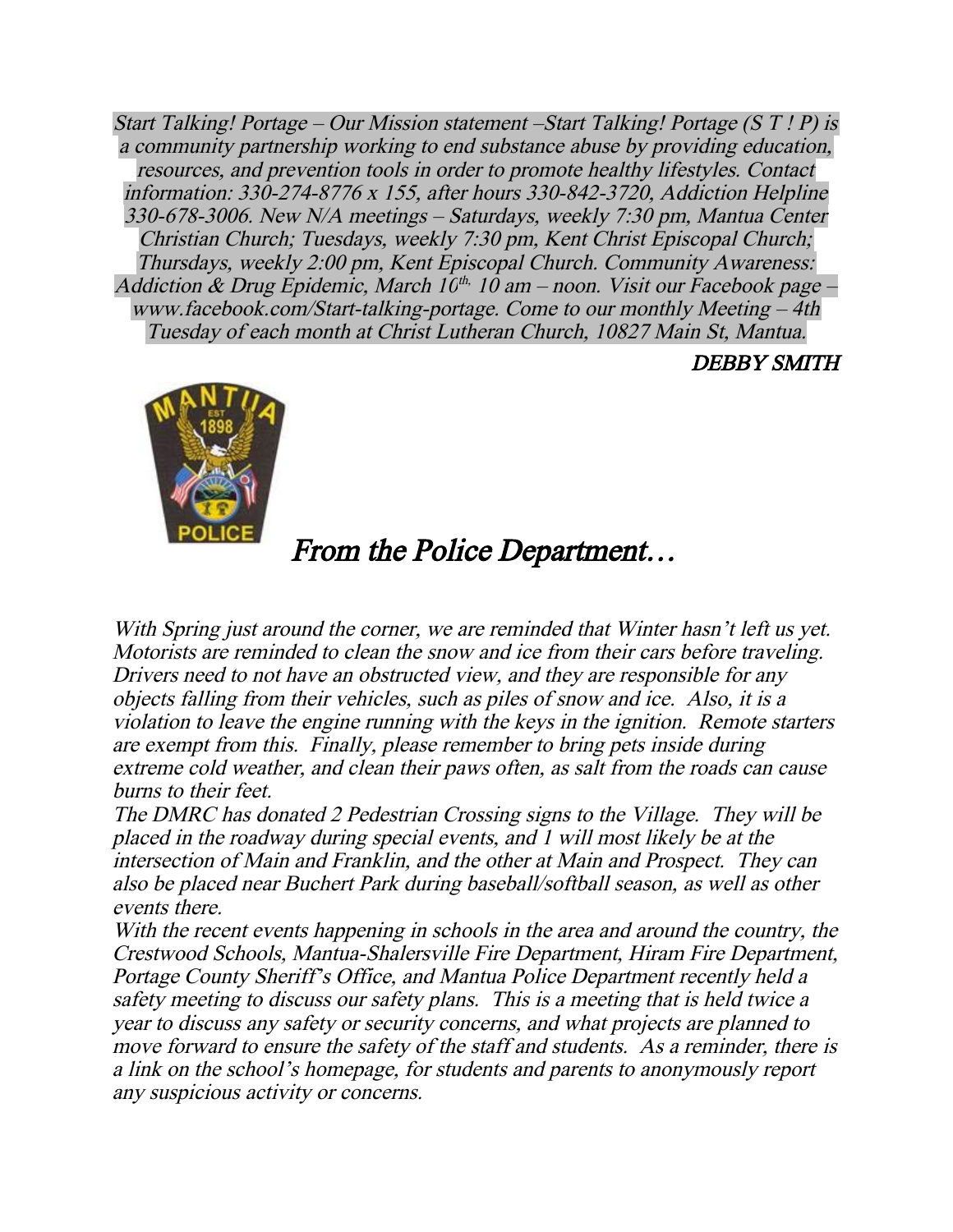*Start Talking! Portage – Our Mission statement –Start Talking! Portage (S T ! P) is a community partnership working to end substance abuse by providing education, resources, and prevention tools in order to promote healthy lifestyles. Contact information: 330-274-8776 x 155, after hours 330-842-3720, Addiction Helpline 330-678-3006. New N/A meetings – Saturdays, weekly 7:30 pm, Mantua Center Christian Church; Tuesdays, weekly 7:30 pm, Kent Christ Episcopal Church; Thursdays, weekly 2:00 pm, Kent Episcopal Church. Community Awareness: Addiction & Drug Epidemic, March 10th, 10 am – noon. Visit our Facebook page – www.facebook.com/Start-talking-portage. Come to our monthly Meeting – 4th Tuesday of each month at Christ Lutheran Church, 10827 Main St, Mantua.*

*DEBBY SMITH*

## *From the Police Department…*

*With Spring just around the corner, we are reminded that Winter hasn't left us yet. Motorists are reminded to clean the snow and ice from their cars before traveling. Drivers need to not have an obstructed view, and they are responsible for any objects falling from their vehicles, such as piles of snow and ice. Also, it is a violation to leave the engine running with the keys in the ignition. Remote starters are exempt from this. Finally, please remember to bring pets inside during extreme cold weather, and clean their paws often, as salt from the roads can cause burns to their feet.*

*The DMRC has donated 2 Pedestrian Crossing signs to the Village. They will be placed in the roadway during special events, and 1 will most likely be at the intersection of Main and Franklin, and the other at Main and Prospect. They can also be placed near Buchert Park during baseball/softball season, as well as other events there.*

*With the recent events happening in schools in the area and around the country, the Crestwood Schools, Mantua-Shalersville Fire Department, Hiram Fire Department, Portage County Sheriff's Office, and Mantua Police Department recently held a safety meeting to discuss our safety plans. This is a meeting that is held twice a year to discuss any safety or security concerns, and what projects are planned to move forward to ensure the safety of the staff and students. As a reminder, there is a link on the school's homepage, for students and parents to anonymously report any suspicious activity or concerns.*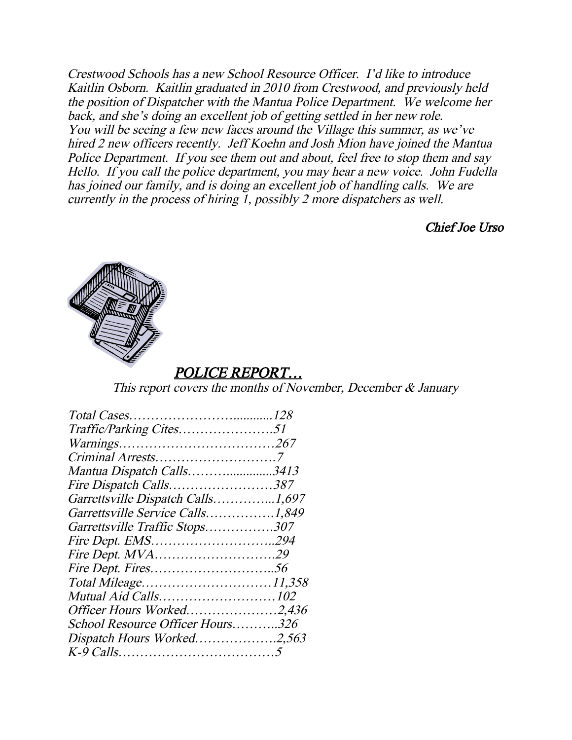*Crestwood Schools has a new School Resource Officer. I'd like to introduce Kaitlin Osborn. Kaitlin graduated in 2010 from Crestwood, and previously held the position of Dispatcher with the Mantua Police Department. We welcome her back, and she's doing an excellent job of getting settled in her new role. You will be seeing a few new faces around the Village this summer, as we've hired 2 new officers recently. Jeff Koehn and Josh Mion have joined the Mantua Police Department. If you see them out and about, feel free to stop them and say Hello. If you call the police department, you may hear a new voice. John Fudella has joined our family, and is doing an excellent job of handling calls. We are currently in the process of hiring 1, possibly 2 more dispatchers as well.*

*Chief Joe Urso*

## *POLICE REPORT…*

*This report covers the months of November, December & January*

*Total Cases……………………............128*
*Traffic/Parking Cites………………….51*
*Warnings………………………………267*
*Criminal Arrests……………………….7*
*Mantua Dispatch Calls………..............3413*
*Fire Dispatch Calls……………………387*
*Garrettsville Dispatch Calls…………...1,697*
*Garrettsville Service Calls…………….1,849*
*Garrettsville Traffic Stops…………….307*
*Fire Dept. EMS………………………..294*
*Fire Dept. MVA……………………….29*
*Fire Dept. Fires………………………..56*
*Total Mileage…………………………11,358*
*Mutual Aid Calls………………………102*
*Officer Hours Worked…………………2,436*
*School Resource Officer Hours………..326*
*Dispatch Hours Worked……………….2,563*
*K-9 Calls………………………………5*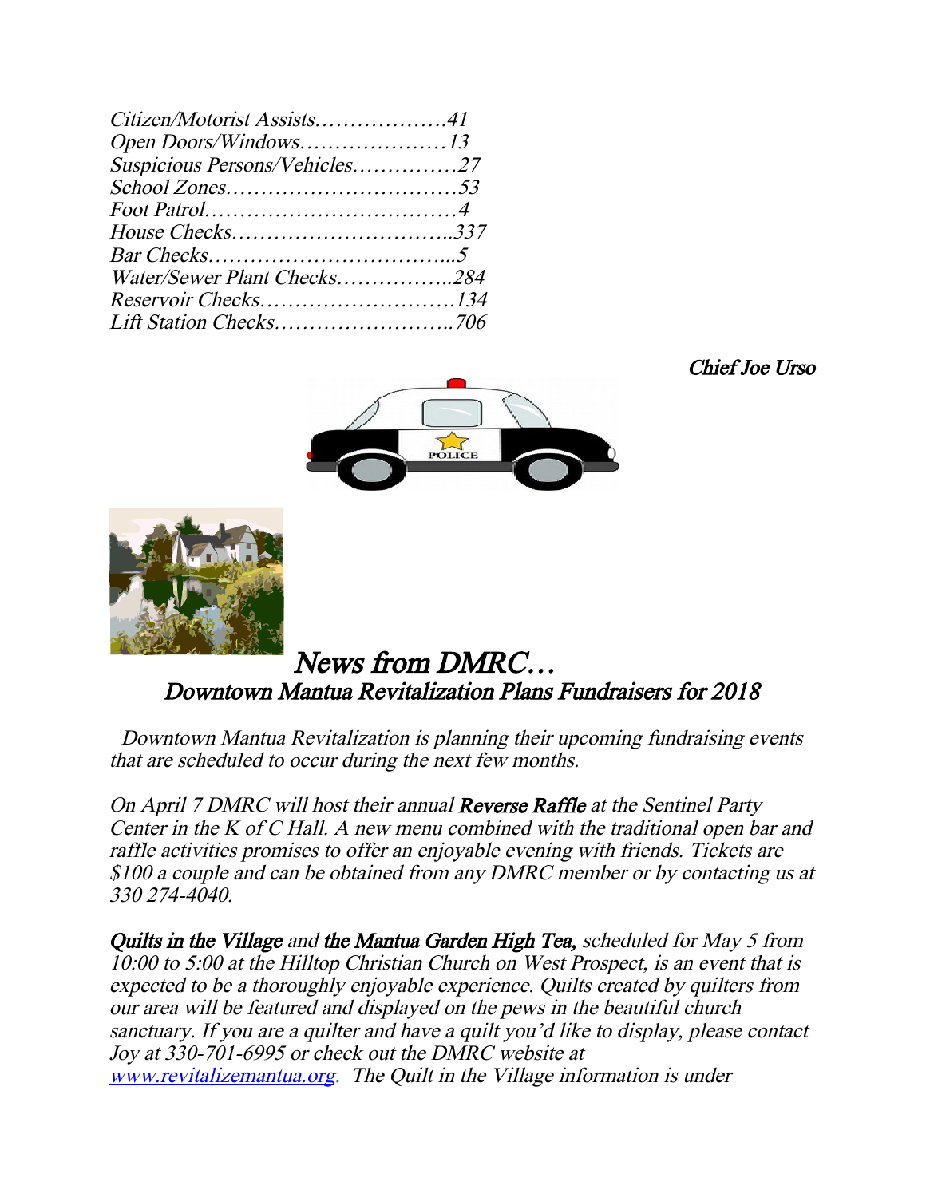*Citizen/Motorist Assists……………….41*
*Open Doors/Windows…………………13*
*Suspicious Persons/Vehicles……………27*
*School Zones……………………………53*
*Foot Patrol………………………………4*
*House Checks…………………………..337*
*Bar Checks……………………………...5*
*Water/Sewer Plant Checks……………..284*
*Reservoir Checks……………………….134*
*Lift Station Checks……………………..706*

*Chief Joe Urso*

## *News from DMRC…*

### *Downtown Mantua Revitalization Plans Fundraisers for 2018*

*Downtown Mantua Revitalization is planning their upcoming fundraising events that are scheduled to occur during the next few months.*

*On April 7 DMRC will host their annual* **Reverse Raffle** *at the Sentinel Party Center in the K of C Hall. A new menu combined with the traditional open bar and raffle activities promises to offer an enjoyable evening with friends. Tickets are $100 a couple and can be obtained from any DMRC member or by contacting us at 330 274-4040.*

**Quilts in the Village** *and* **the Mantua Garden High Tea,** *scheduled for May 5 from 10:00 to 5:00 at the Hilltop Christian Church on West Prospect, is an event that is expected to be a thoroughly enjoyable experience. Quilts created by quilters from our area will be featured and displayed on the pews in the beautiful church sanctuary. If you are a quilter and have a quilt you'd like to display, please contact Joy at 330-701-6995 or check out the DMRC website at [www.revitalizemantua.org](http://www.revitalizemantua.org). The Quilt in the Village information is under*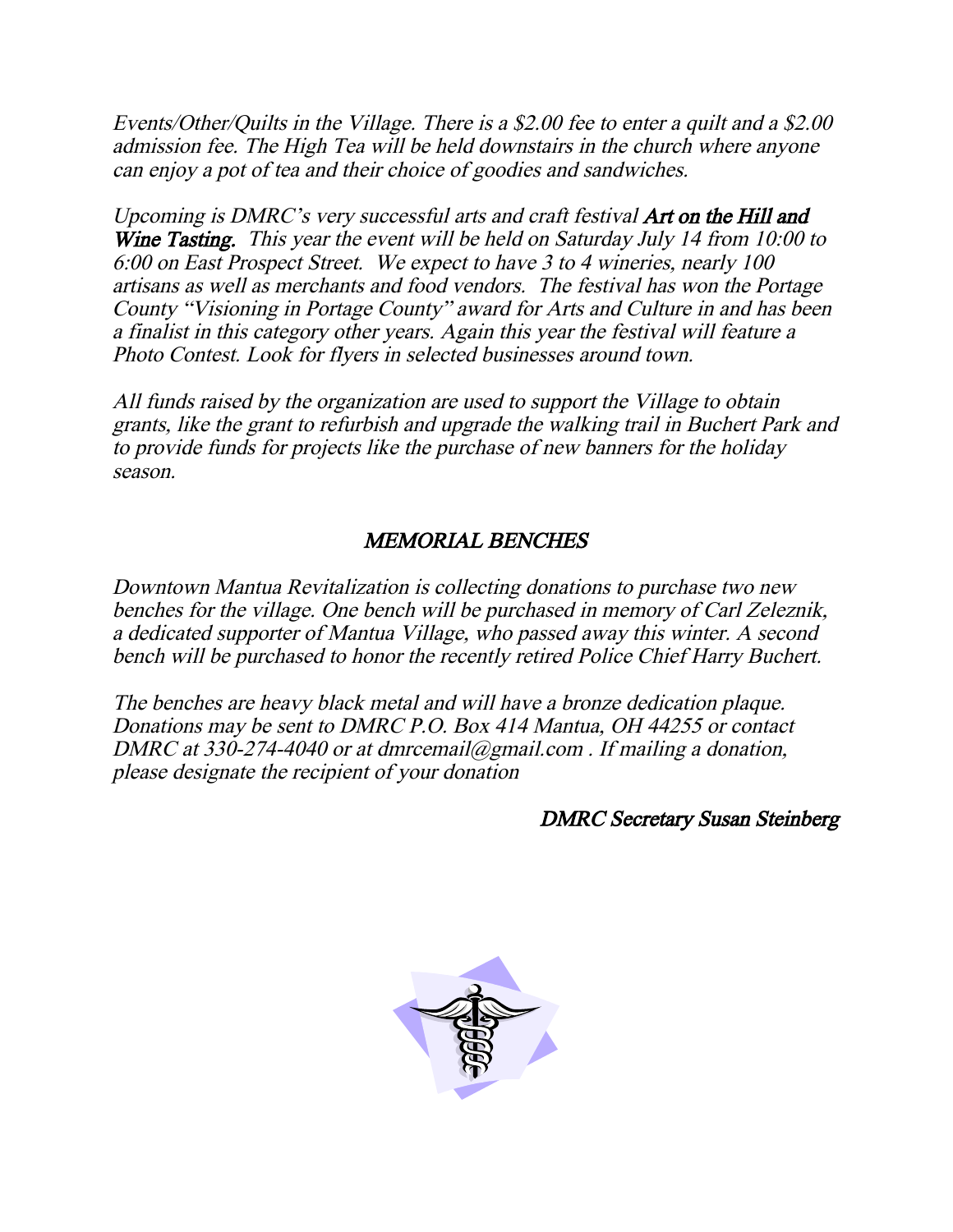*Events/Other/Quilts in the Village. There is a $2.00 fee to enter a quilt and a $2.00 admission fee. The High Tea will be held downstairs in the church where anyone can enjoy a pot of tea and their choice of goodies and sandwiches.*

*Upcoming is DMRC's very successful arts and craft festival **Art on the Hill and Wine Tasting.** This year the event will be held on Saturday July 14 from 10:00 to 6:00 on East Prospect Street. We expect to have 3 to 4 wineries, nearly 100 artisans as well as merchants and food vendors. The festival has won the Portage County "Visioning in Portage County" award for Arts and Culture in and has been a finalist in this category other years. Again this year the festival will feature a Photo Contest. Look for flyers in selected businesses around town.*

*All funds raised by the organization are used to support the Village to obtain grants, like the grant to refurbish and upgrade the walking trail in Buchert Park and to provide funds for projects like the purchase of new banners for the holiday season.*

## *MEMORIAL BENCHES*

*Downtown Mantua Revitalization is collecting donations to purchase two new benches for the village. One bench will be purchased in memory of Carl Zeleznik, a dedicated supporter of Mantua Village, who passed away this winter. A second bench will be purchased to honor the recently retired Police Chief Harry Buchert.*

*The benches are heavy black metal and will have a bronze dedication plaque. Donations may be sent to DMRC P.O. Box 414 Mantua, OH 44255 or contact DMRC at 330-274-4040 or at dmrcemail@gmail.com . If mailing a donation, please designate the recipient of your donation*

*DMRC Secretary Susan Steinberg*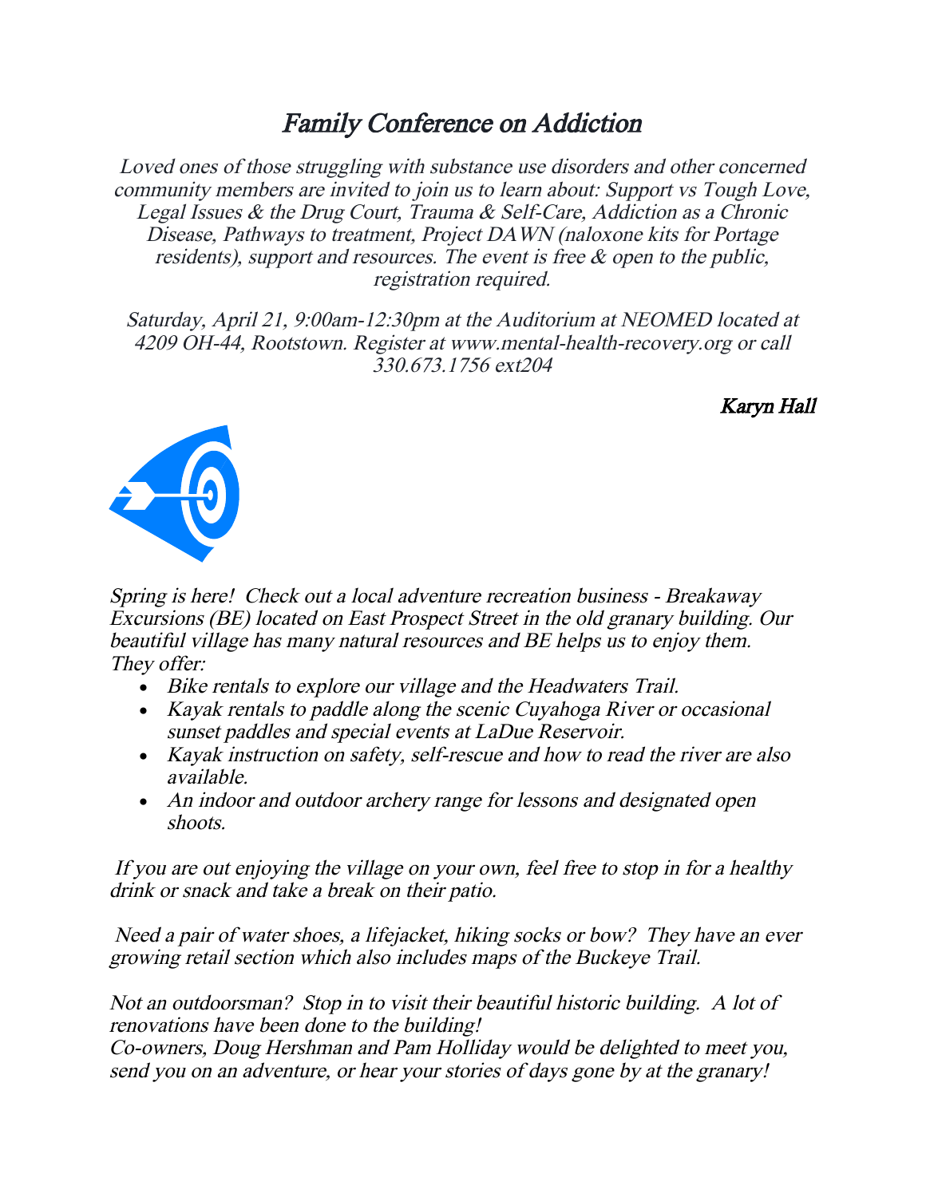# *Family Conference on Addiction*

*Loved ones of those struggling with substance use disorders and other concerned community members are invited to join us to learn about: Support vs Tough Love, Legal Issues & the Drug Court, Trauma & Self-Care, Addiction as a Chronic Disease, Pathways to treatment, Project DAWN (naloxone kits for Portage residents), support and resources. The event is free & open to the public, registration required.*

*Saturday, April 21, 9:00am-12:30pm at the Auditorium at NEOMED located at 4209 OH-44, Rootstown. Register at www.mental-health-recovery.org or call 330.673.1756 ext204*

*Karyn Hall*

*Spring is here! Check out a local adventure recreation business - Breakaway Excursions (BE) located on East Prospect Street in the old granary building. Our beautiful village has many natural resources and BE helps us to enjoy them. They offer:*

- *Bike rentals to explore our village and the Headwaters Trail.*
- *Kayak rentals to paddle along the scenic Cuyahoga River or occasional sunset paddles and special events at LaDue Reservoir.*
- *Kayak instruction on safety, self-rescue and how to read the river are also available.*
- *An indoor and outdoor archery range for lessons and designated open shoots.*

*If you are out enjoying the village on your own, feel free to stop in for a healthy drink or snack and take a break on their patio.*

*Need a pair of water shoes, a lifejacket, hiking socks or bow? They have an ever growing retail section which also includes maps of the Buckeye Trail.*

*Not an outdoorsman? Stop in to visit their beautiful historic building. A lot of renovations have been done to the building!*
*Co-owners, Doug Hershman and Pam Holliday would be delighted to meet you, send you on an adventure, or hear your stories of days gone by at the granary!*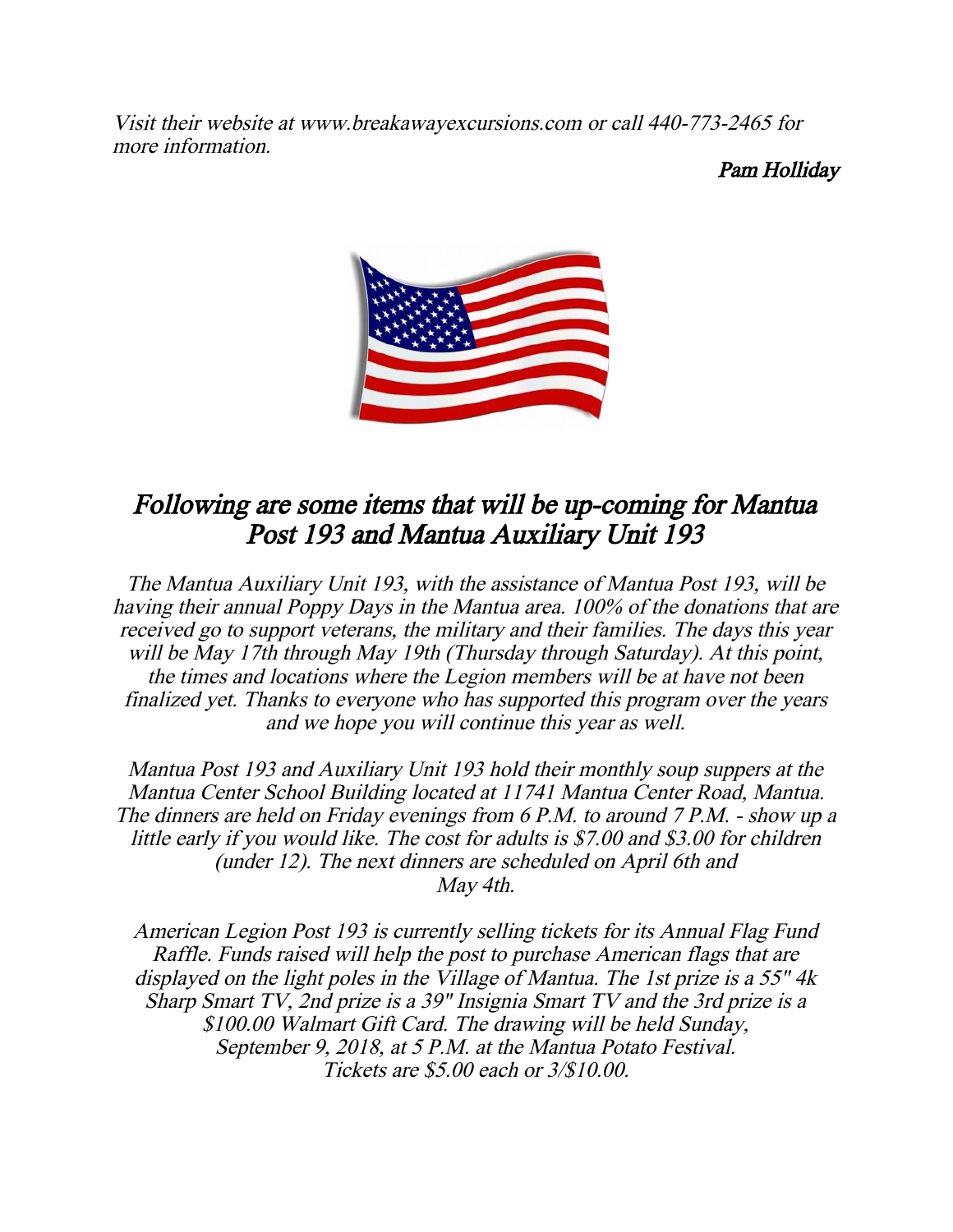*Visit their website at www.breakawayexcursions.com or call 440-773-2465 for more information.*

*Pam Holliday*

## *Following are some items that will be up-coming for Mantua Post 193 and Mantua Auxiliary Unit 193*

*The Mantua Auxiliary Unit 193, with the assistance of Mantua Post 193, will be having their annual Poppy Days in the Mantua area. 100% of the donations that are received go to support veterans, the military and their families. The days this year will be May 17th through May 19th (Thursday through Saturday). At this point, the times and locations where the Legion members will be at have not been finalized yet. Thanks to everyone who has supported this program over the years and we hope you will continue this year as well.*

*Mantua Post 193 and Auxiliary Unit 193 hold their monthly soup suppers at the Mantua Center School Building located at 11741 Mantua Center Road, Mantua. The dinners are held on Friday evenings from 6 P.M. to around 7 P.M. - show up a little early if you would like. The cost for adults is $7.00 and $3.00 for children (under 12). The next dinners are scheduled on April 6th and May 4th.*

*American Legion Post 193 is currently selling tickets for its Annual Flag Fund Raffle. Funds raised will help the post to purchase American flags that are displayed on the light poles in the Village of Mantua. The 1st prize is a 55" 4k Sharp Smart TV, 2nd prize is a 39" Insignia Smart TV and the 3rd prize is a $100.00 Walmart Gift Card. The drawing will be held Sunday, September 9, 2018, at 5 P.M. at the Mantua Potato Festival. Tickets are $5.00 each or 3/$10.00.*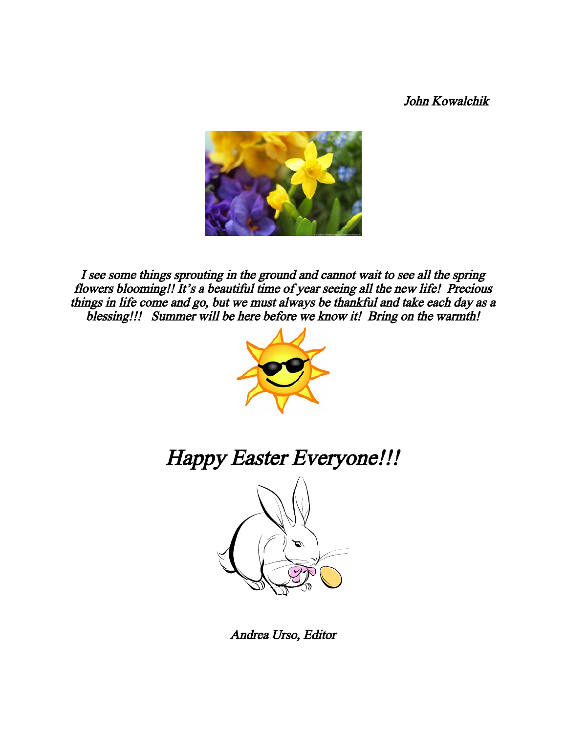*John Kowalchik*

*I see some things sprouting in the ground and cannot wait to see all the spring flowers blooming!! It's a beautiful time of year seeing all the new life! Precious things in life come and go, but we must always be thankful and take each day as a blessing!!! Summer will be here before we know it! Bring on the warmth!*

# *Happy Easter Everyone!!!*

*Andrea Urso, Editor*